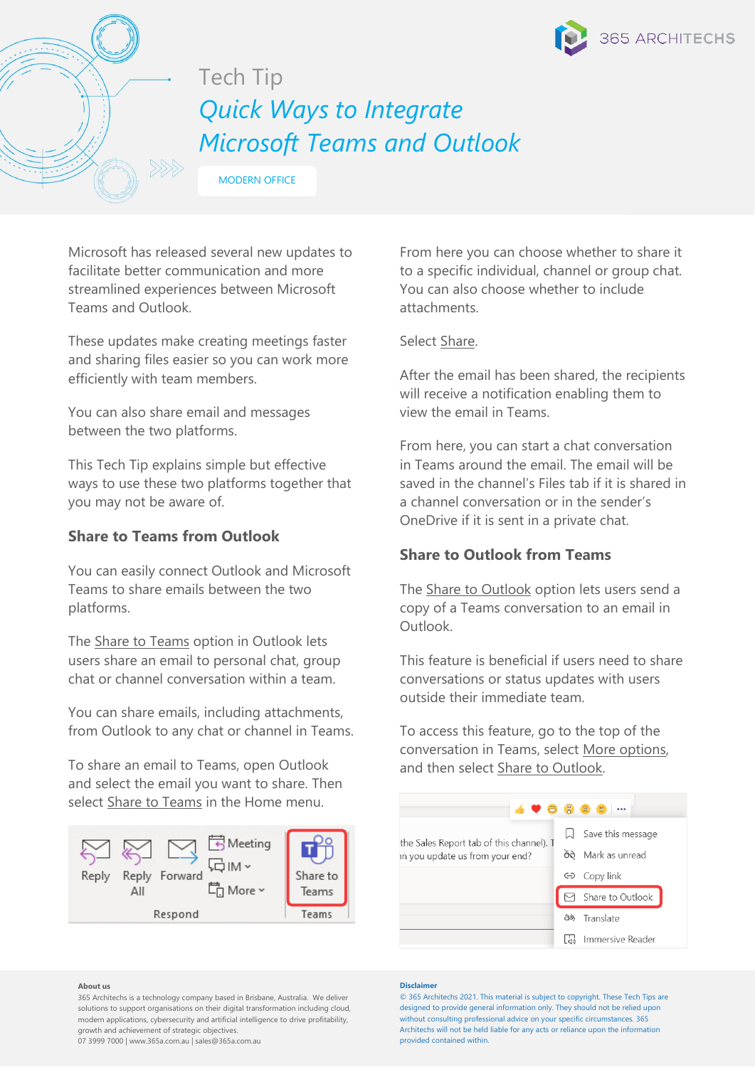Tech Tip

# *Quick Ways to Integrate Microsoft Teams and Outlook*

MODERN OFFICE

Microsoft has released several new updates to facilitate better communication and more streamlined experiences between Microsoft Teams and Outlook.

These updates make creating meetings faster and sharing files easier so you can work more efficiently with team members.

You can also share email and messages between the two platforms.

This Tech Tip explains simple but effective ways to use these two platforms together that you may not be aware of.

## Share to Teams from Outlook

You can easily connect Outlook and Microsoft Teams to share emails between the two platforms.

The Share to Teams option in Outlook lets users share an email to personal chat, group chat or channel conversation within a team.

You can share emails, including attachments, from Outlook to any chat or channel in Teams.

To share an email to Teams, open Outlook and select the email you want to share. Then select Share to Teams in the Home menu.

From here you can choose whether to share it to a specific individual, channel or group chat. You can also choose whether to include attachments.

Select Share.

After the email has been shared, the recipients will receive a notification enabling them to view the email in Teams.

From here, you can start a chat conversation in Teams around the email. The email will be saved in the channel's Files tab if it is shared in a channel conversation or in the sender's OneDrive if it is sent in a private chat.

## Share to Outlook from Teams

The Share to Outlook option lets users send a copy of a Teams conversation to an email in Outlook.

This feature is beneficial if users need to share conversations or status updates with users outside their immediate team.

To access this feature, go to the top of the conversation in Teams, select More options, and then select Share to Outlook.

**About us**

365 Architechs is a technology company based in Brisbane, Australia. We deliver solutions to support organisations on their digital transformation including cloud, modern applications, cybersecurity and artificial intelligence to drive profitability, growth and achievement of strategic objectives.
07 3999 7000 | www.365a.com.au | sales@365a.com.au

**Disclaimer**

© 365 Architechs 2021. This material is subject to copyright. These Tech Tips are designed to provide general information only. They should not be relied upon without consulting professional advice on your specific circumstances. 365 Architechs will not be held liable for any acts or reliance upon the information provided contained within.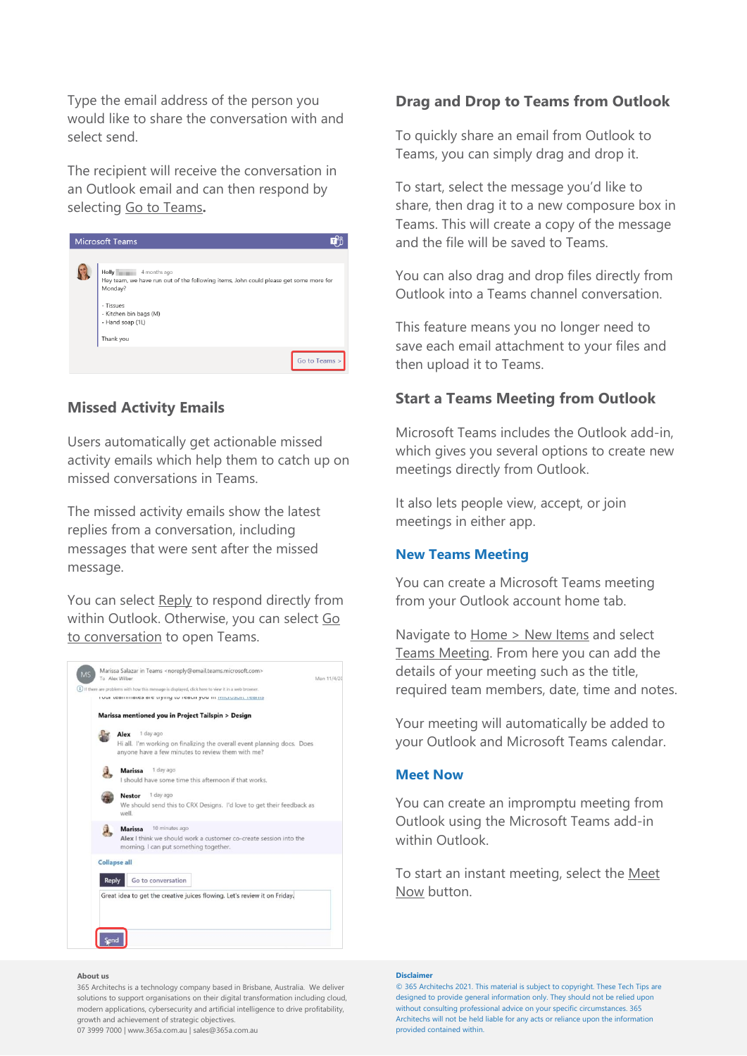Type the email address of the person you would like to share the conversation with and select send.

The recipient will receive the conversation in an Outlook email and can then respond by selecting Go to Teams.

## Missed Activity Emails

Users automatically get actionable missed activity emails which help them to catch up on missed conversations in Teams.

The missed activity emails show the latest replies from a conversation, including messages that were sent after the missed message.

You can select Reply to respond directly from within Outlook. Otherwise, you can select Go to conversation to open Teams.

## Drag and Drop to Teams from Outlook

To quickly share an email from Outlook to Teams, you can simply drag and drop it.

To start, select the message you'd like to share, then drag it to a new composure box in Teams. This will create a copy of the message and the file will be saved to Teams.

You can also drag and drop files directly from Outlook into a Teams channel conversation.

This feature means you no longer need to save each email attachment to your files and then upload it to Teams.

## Start a Teams Meeting from Outlook

Microsoft Teams includes the Outlook add-in, which gives you several options to create new meetings directly from Outlook.

It also lets people view, accept, or join meetings in either app.

### New Teams Meeting

You can create a Microsoft Teams meeting from your Outlook account home tab.

Navigate to Home > New Items and select Teams Meeting. From here you can add the details of your meeting such as the title, required team members, date, time and notes.

Your meeting will automatically be added to your Outlook and Microsoft Teams calendar.

### Meet Now

You can create an impromptu meeting from Outlook using the Microsoft Teams add-in within Outlook.

To start an instant meeting, select the Meet Now button.

**About us**

365 Architechs is a technology company based in Brisbane, Australia. We deliver solutions to support organisations on their digital transformation including cloud, modern applications, cybersecurity and artificial intelligence to drive profitability, growth and achievement of strategic objectives.
07 3999 7000 | www.365a.com.au | sales@365a.com.au

**Disclaimer**

© 365 Architechs 2021. This material is subject to copyright. These Tech Tips are designed to provide general information only. They should not be relied upon without consulting professional advice on your specific circumstances. 365 Architechs will not be held liable for any acts or reliance upon the information provided contained within.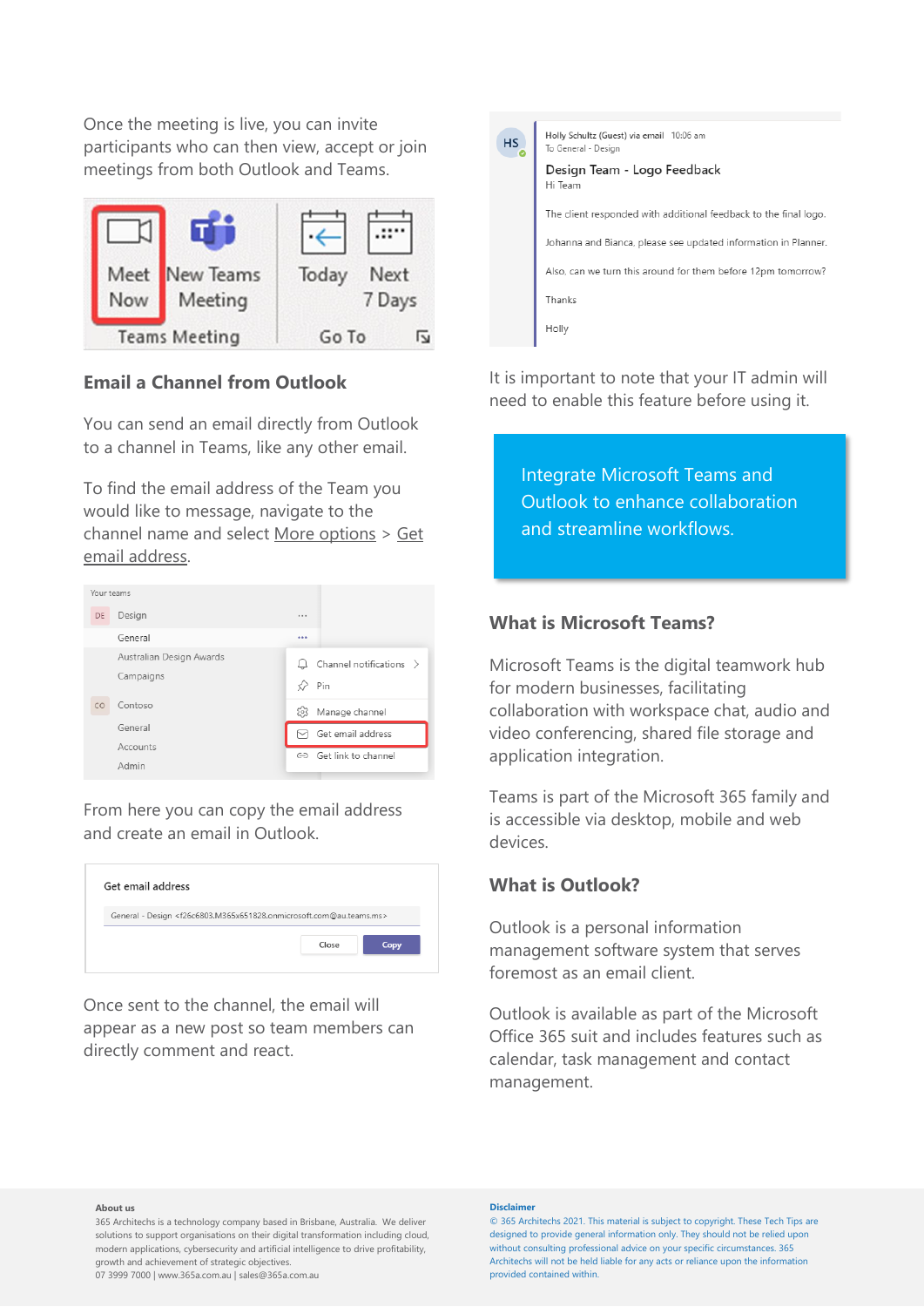Once the meeting is live, you can invite participants who can then view, accept or join meetings from both Outlook and Teams.

Meet Now
New Teams Meeting
Teams Meeting
Today
Next 7 Days
Go To

### Email a Channel from Outlook

You can send an email directly from Outlook to a channel in Teams, like any other email.

To find the email address of the Team you would like to message, navigate to the channel name and select More options > Get email address.

Your teams
Design
General
Australian Design Awards
Campaigns
Contoso
General
Accounts
Admin
Channel notifications
Pin
Manage channel
Get email address
Get link to channel

From here you can copy the email address and create an email in Outlook.

Get email address
General - Design <f26c6803.M365x651828.onmicrosoft.com@au.teams.ms>
Close
Copy

Once sent to the channel, the email will appear as a new post so team members can directly comment and react.

Holly Schultz (Guest) via email 10:06 am
To General - Design
Design Team - Logo Feedback
Hi Team
The client responded with additional feedback to the final logo.
Johanna and Bianca, please see updated information in Planner.
Also, can we turn this around for them before 12pm tomorrow?
Thanks
Holly

It is important to note that your IT admin will need to enable this feature before using it.

Integrate Microsoft Teams and Outlook to enhance collaboration and streamline workflows.

### What is Microsoft Teams?

Microsoft Teams is the digital teamwork hub for modern businesses, facilitating collaboration with workspace chat, audio and video conferencing, shared file storage and application integration.

Teams is part of the Microsoft 365 family and is accessible via desktop, mobile and web devices.

### What is Outlook?

Outlook is a personal information management software system that serves foremost as an email client.

Outlook is available as part of the Microsoft Office 365 suit and includes features such as calendar, task management and contact management.

**About us**

365 Architechs is a technology company based in Brisbane, Australia. We deliver solutions to support organisations on their digital transformation including cloud, modern applications, cybersecurity and artificial intelligence to drive profitability, growth and achievement of strategic objectives.
07 3999 7000 | www.365a.com.au | sales@365a.com.au

**Disclaimer**

© 365 Architechs 2021. This material is subject to copyright. These Tech Tips are designed to provide general information only. They should not be relied upon without consulting professional advice on your specific circumstances. 365 Architechs will not be held liable for any acts or reliance upon the information provided contained within.